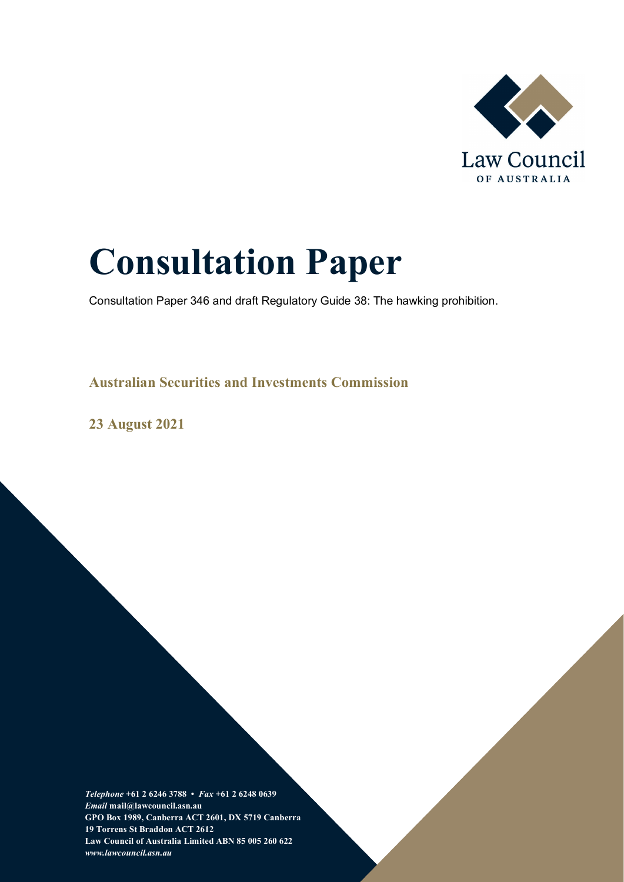Law Council OF AUSTRALIA

# Consultation Paper

Consultation Paper 346 and draft Regulatory Guide 38: The hawking prohibition.

**Australian Securities and Investments Commission**

**23 August 2021**

***Telephone*** **+61 2 6246 3788 •** ***Fax*** **+61 2 6248 0639**
***Email*** **mail@lawcouncil.asn.au**
**GPO Box 1989, Canberra ACT 2601, DX 5719 Canberra**
**19 Torrens St Braddon ACT 2612**
**Law Council of Australia Limited ABN 85 005 260 622**
***www.lawcouncil.asn.au***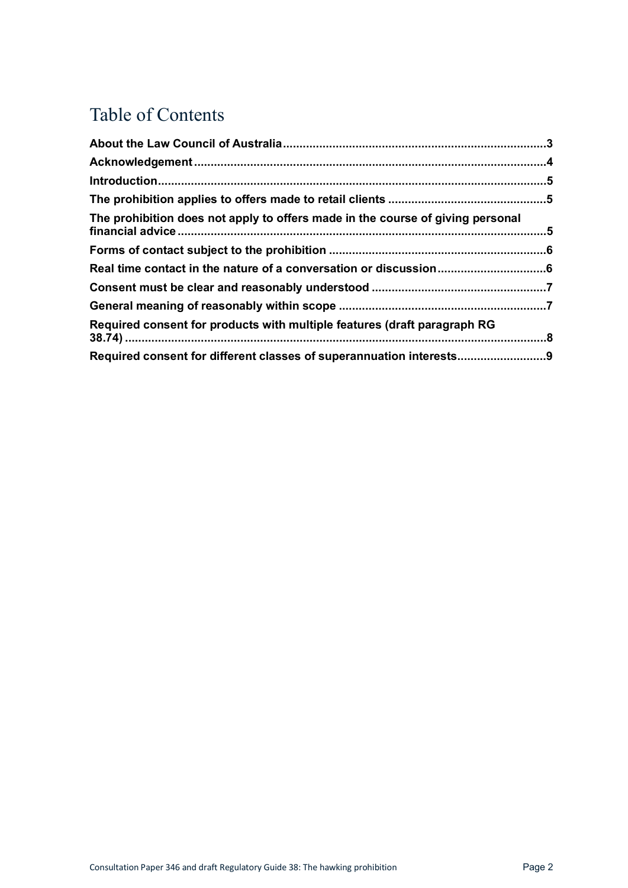# Table of Contents

**About the Law Council of Australia**....................................................................................3

**Acknowledgement**..................................................................................................................4

**Introduction**............................................................................................................................5

**The prohibition applies to offers made to retail clients**.......................................................5

**The prohibition does not apply to offers made in the course of giving personal financial advice**....................................................................................................................5

**Forms of contact subject to the prohibition**.........................................................................6

**Real time contact in the nature of a conversation or discussion**.........................................6

**Consent must be clear and reasonably understood**...........................................................7

**General meaning of reasonably within scope**.....................................................................7

**Required consent for products with multiple features (draft paragraph RG 38.74)**.................................................................................................................................8

**Required consent for different classes of superannuation interests**...................................9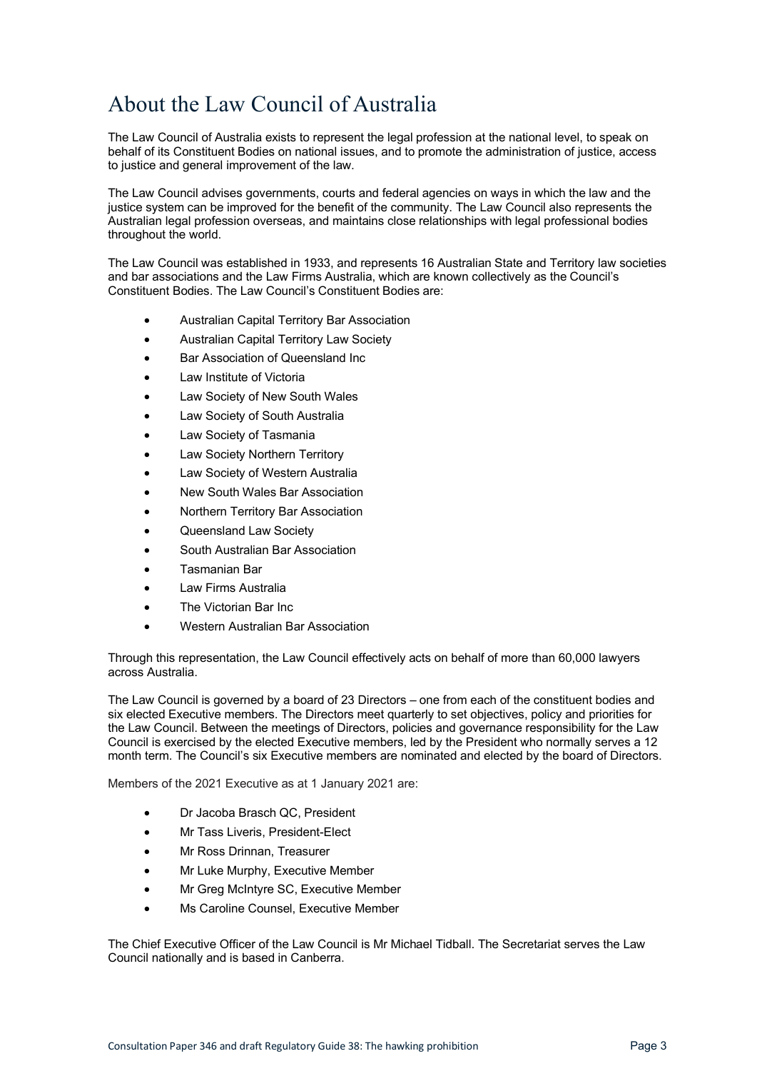# About the Law Council of Australia

The Law Council of Australia exists to represent the legal profession at the national level, to speak on behalf of its Constituent Bodies on national issues, and to promote the administration of justice, access to justice and general improvement of the law.

The Law Council advises governments, courts and federal agencies on ways in which the law and the justice system can be improved for the benefit of the community. The Law Council also represents the Australian legal profession overseas, and maintains close relationships with legal professional bodies throughout the world.

The Law Council was established in 1933, and represents 16 Australian State and Territory law societies and bar associations and the Law Firms Australia, which are known collectively as the Council's Constituent Bodies. The Law Council's Constituent Bodies are:

- Australian Capital Territory Bar Association
- Australian Capital Territory Law Society
- Bar Association of Queensland Inc
- Law Institute of Victoria
- Law Society of New South Wales
- Law Society of South Australia
- Law Society of Tasmania
- Law Society Northern Territory
- Law Society of Western Australia
- New South Wales Bar Association
- Northern Territory Bar Association
- Queensland Law Society
- South Australian Bar Association
- Tasmanian Bar
- Law Firms Australia
- The Victorian Bar Inc
- Western Australian Bar Association

Through this representation, the Law Council effectively acts on behalf of more than 60,000 lawyers across Australia.

The Law Council is governed by a board of 23 Directors – one from each of the constituent bodies and six elected Executive members. The Directors meet quarterly to set objectives, policy and priorities for the Law Council. Between the meetings of Directors, policies and governance responsibility for the Law Council is exercised by the elected Executive members, led by the President who normally serves a 12 month term. The Council's six Executive members are nominated and elected by the board of Directors.

Members of the 2021 Executive as at 1 January 2021 are:

- Dr Jacoba Brasch QC, President
- Mr Tass Liveris, President-Elect
- Mr Ross Drinnan, Treasurer
- Mr Luke Murphy, Executive Member
- Mr Greg McIntyre SC, Executive Member
- Ms Caroline Counsel, Executive Member

The Chief Executive Officer of the Law Council is Mr Michael Tidball. The Secretariat serves the Law Council nationally and is based in Canberra.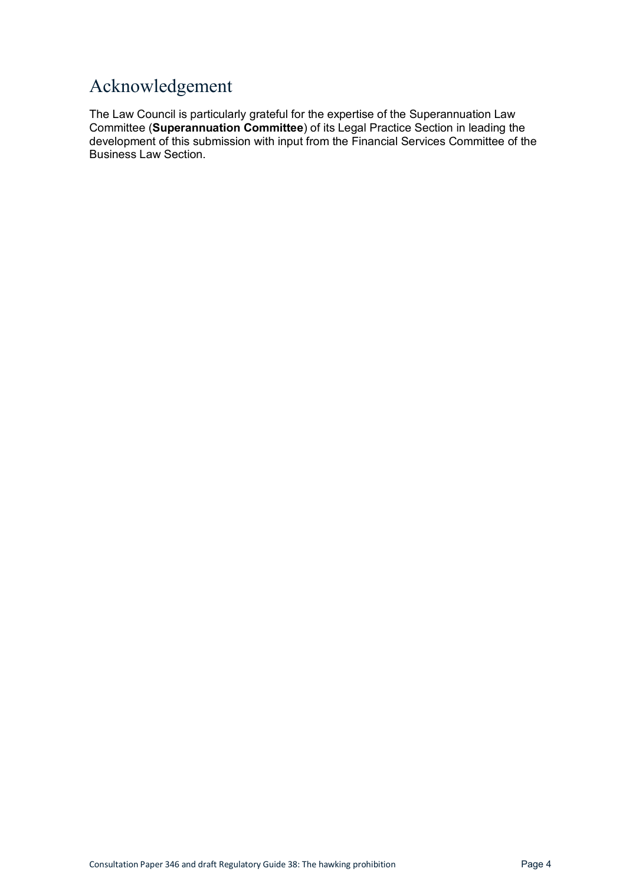# Acknowledgement

The Law Council is particularly grateful for the expertise of the Superannuation Law Committee (**Superannuation Committee**) of its Legal Practice Section in leading the development of this submission with input from the Financial Services Committee of the Business Law Section.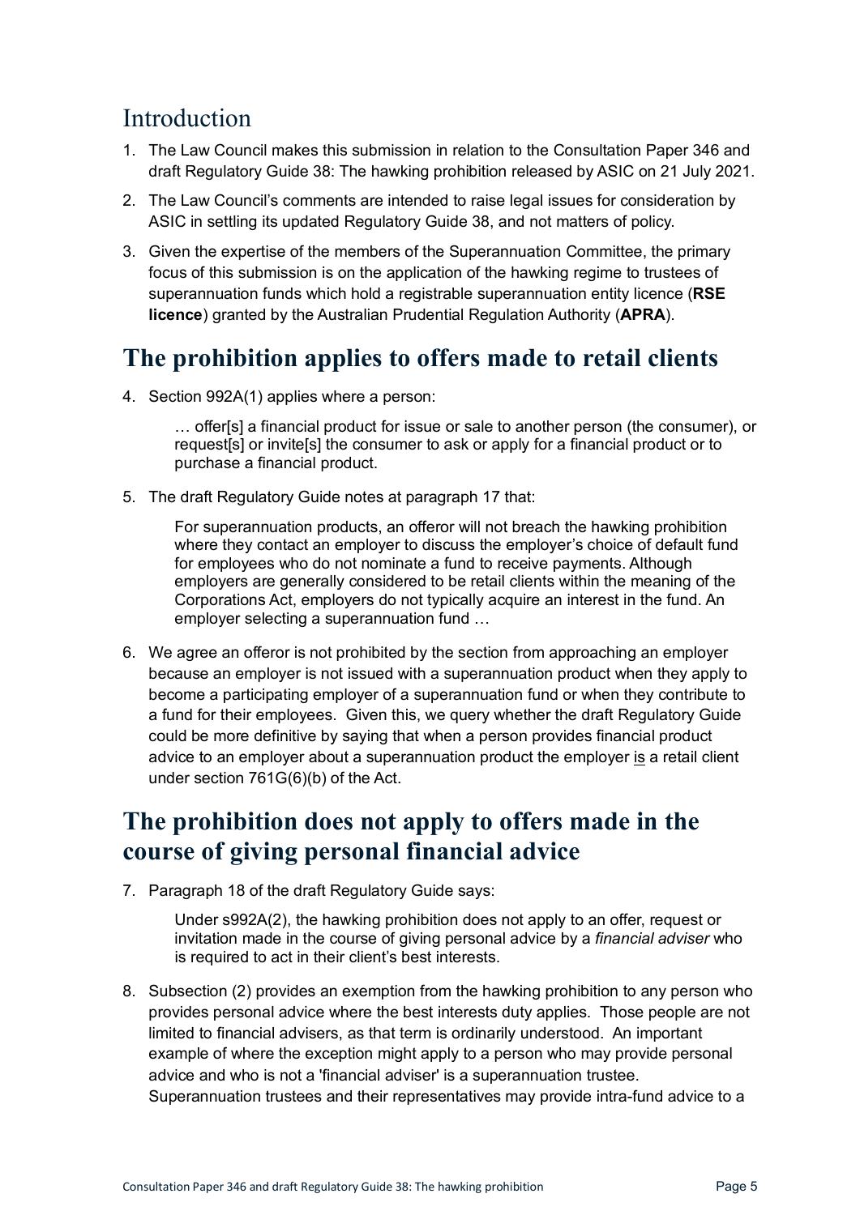## Introduction

1. The Law Council makes this submission in relation to the Consultation Paper 346 and draft Regulatory Guide 38: The hawking prohibition released by ASIC on 21 July 2021.
2. The Law Council's comments are intended to raise legal issues for consideration by ASIC in settling its updated Regulatory Guide 38, and not matters of policy.
3. Given the expertise of the members of the Superannuation Committee, the primary focus of this submission is on the application of the hawking regime to trustees of superannuation funds which hold a registrable superannuation entity licence (**RSE licence**) granted by the Australian Prudential Regulation Authority (**APRA**).

## The prohibition applies to offers made to retail clients

4. Section 992A(1) applies where a person:

   > … offer[s] a financial product for issue or sale to another person (the consumer), or request[s] or invite[s] the consumer to ask or apply for a financial product or to purchase a financial product.

5. The draft Regulatory Guide notes at paragraph 17 that:

   > For superannuation products, an offeror will not breach the hawking prohibition where they contact an employer to discuss the employer's choice of default fund for employees who do not nominate a fund to receive payments. Although employers are generally considered to be retail clients within the meaning of the Corporations Act, employers do not typically acquire an interest in the fund. An employer selecting a superannuation fund …

6. We agree an offeror is not prohibited by the section from approaching an employer because an employer is not issued with a superannuation product when they apply to become a participating employer of a superannuation fund or when they contribute to a fund for their employees. Given this, we query whether the draft Regulatory Guide could be more definitive by saying that when a person provides financial product advice to an employer about a superannuation product the employer <u>is</u> a retail client under section 761G(6)(b) of the Act.

## The prohibition does not apply to offers made in the course of giving personal financial advice

7. Paragraph 18 of the draft Regulatory Guide says:

   > Under s992A(2), the hawking prohibition does not apply to an offer, request or invitation made in the course of giving personal advice by a *financial adviser* who is required to act in their client's best interests.

8. Subsection (2) provides an exemption from the hawking prohibition to any person who provides personal advice where the best interests duty applies. Those people are not limited to financial advisers, as that term is ordinarily understood. An important example of where the exception might apply to a person who may provide personal advice and who is not a 'financial adviser' is a superannuation trustee. Superannuation trustees and their representatives may provide intra-fund advice to a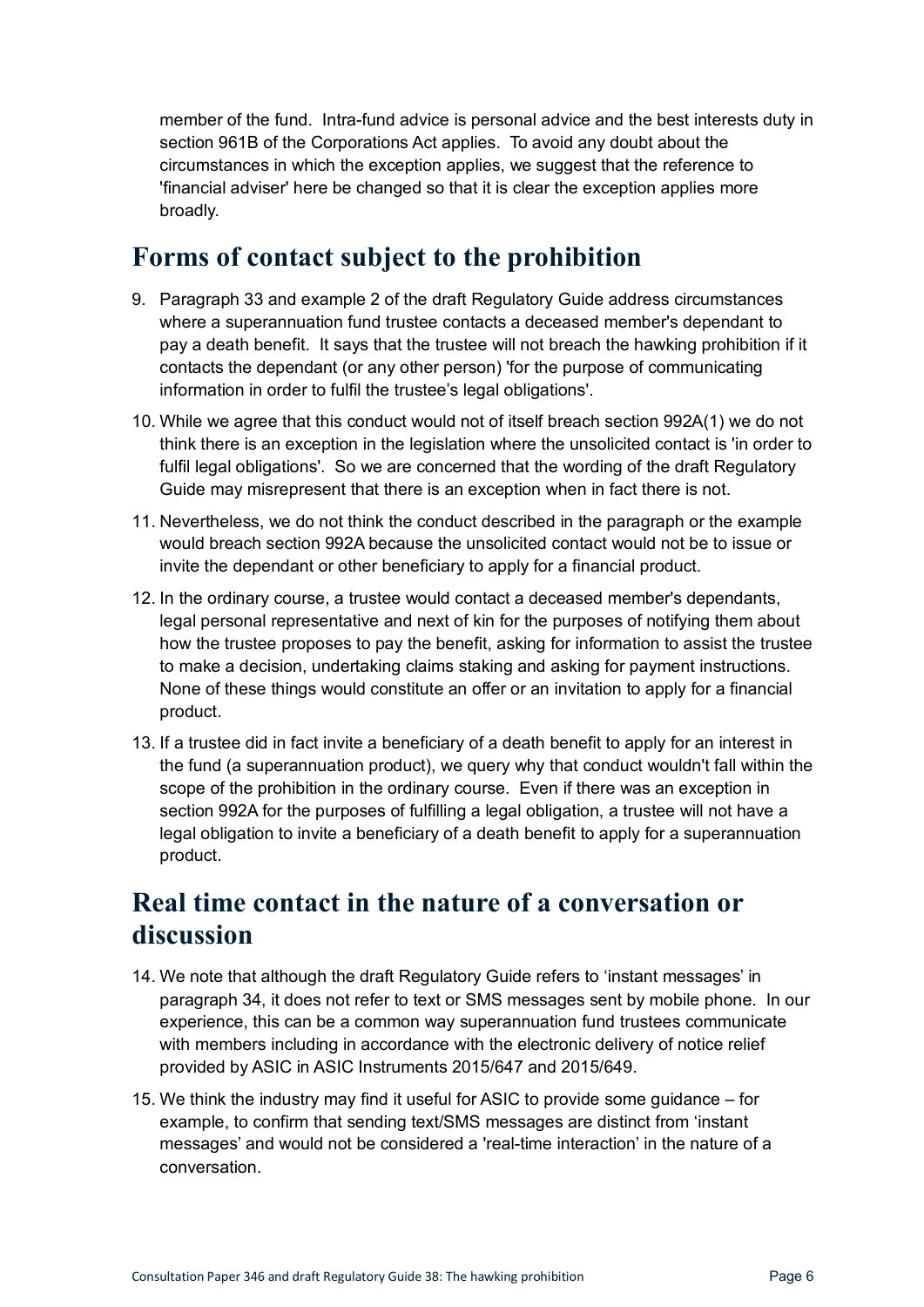member of the fund. Intra-fund advice is personal advice and the best interests duty in section 961B of the Corporations Act applies. To avoid any doubt about the circumstances in which the exception applies, we suggest that the reference to 'financial adviser' here be changed so that it is clear the exception applies more broadly.

## Forms of contact subject to the prohibition

9. Paragraph 33 and example 2 of the draft Regulatory Guide address circumstances where a superannuation fund trustee contacts a deceased member's dependant to pay a death benefit. It says that the trustee will not breach the hawking prohibition if it contacts the dependant (or any other person) 'for the purpose of communicating information in order to fulfil the trustee's legal obligations'.
10. While we agree that this conduct would not of itself breach section 992A(1) we do not think there is an exception in the legislation where the unsolicited contact is 'in order to fulfil legal obligations'. So we are concerned that the wording of the draft Regulatory Guide may misrepresent that there is an exception when in fact there is not.
11. Nevertheless, we do not think the conduct described in the paragraph or the example would breach section 992A because the unsolicited contact would not be to issue or invite the dependant or other beneficiary to apply for a financial product.
12. In the ordinary course, a trustee would contact a deceased member's dependants, legal personal representative and next of kin for the purposes of notifying them about how the trustee proposes to pay the benefit, asking for information to assist the trustee to make a decision, undertaking claims staking and asking for payment instructions. None of these things would constitute an offer or an invitation to apply for a financial product.
13. If a trustee did in fact invite a beneficiary of a death benefit to apply for an interest in the fund (a superannuation product), we query why that conduct wouldn't fall within the scope of the prohibition in the ordinary course. Even if there was an exception in section 992A for the purposes of fulfilling a legal obligation, a trustee will not have a legal obligation to invite a beneficiary of a death benefit to apply for a superannuation product.

## Real time contact in the nature of a conversation or discussion

14. We note that although the draft Regulatory Guide refers to 'instant messages' in paragraph 34, it does not refer to text or SMS messages sent by mobile phone. In our experience, this can be a common way superannuation fund trustees communicate with members including in accordance with the electronic delivery of notice relief provided by ASIC in ASIC Instruments 2015/647 and 2015/649.
15. We think the industry may find it useful for ASIC to provide some guidance – for example, to confirm that sending text/SMS messages are distinct from 'instant messages' and would not be considered a 'real-time interaction' in the nature of a conversation.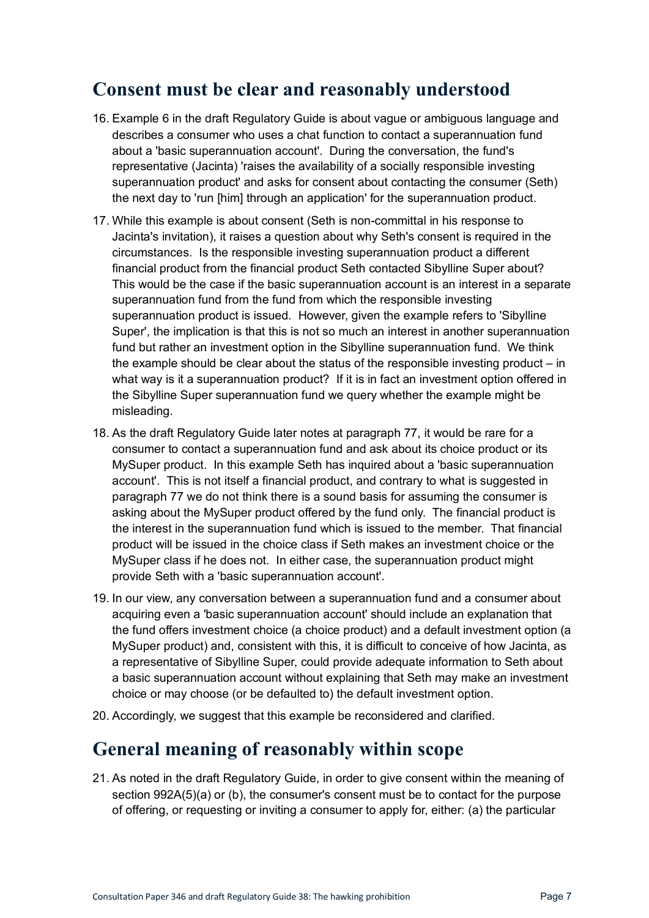## Consent must be clear and reasonably understood

16. Example 6 in the draft Regulatory Guide is about vague or ambiguous language and describes a consumer who uses a chat function to contact a superannuation fund about a 'basic superannuation account'. During the conversation, the fund's representative (Jacinta) 'raises the availability of a socially responsible investing superannuation product' and asks for consent about contacting the consumer (Seth) the next day to 'run [him] through an application' for the superannuation product.

17. While this example is about consent (Seth is non-committal in his response to Jacinta's invitation), it raises a question about why Seth's consent is required in the circumstances. Is the responsible investing superannuation product a different financial product from the financial product Seth contacted Sibylline Super about? This would be the case if the basic superannuation account is an interest in a separate superannuation fund from the fund from which the responsible investing superannuation product is issued. However, given the example refers to 'Sibylline Super', the implication is that this is not so much an interest in another superannuation fund but rather an investment option in the Sibylline superannuation fund. We think the example should be clear about the status of the responsible investing product – in what way is it a superannuation product? If it is in fact an investment option offered in the Sibylline Super superannuation fund we query whether the example might be misleading.

18. As the draft Regulatory Guide later notes at paragraph 77, it would be rare for a consumer to contact a superannuation fund and ask about its choice product or its MySuper product. In this example Seth has inquired about a 'basic superannuation account'. This is not itself a financial product, and contrary to what is suggested in paragraph 77 we do not think there is a sound basis for assuming the consumer is asking about the MySuper product offered by the fund only. The financial product is the interest in the superannuation fund which is issued to the member. That financial product will be issued in the choice class if Seth makes an investment choice or the MySuper class if he does not. In either case, the superannuation product might provide Seth with a 'basic superannuation account'.

19. In our view, any conversation between a superannuation fund and a consumer about acquiring even a 'basic superannuation account' should include an explanation that the fund offers investment choice (a choice product) and a default investment option (a MySuper product) and, consistent with this, it is difficult to conceive of how Jacinta, as a representative of Sibylline Super, could provide adequate information to Seth about a basic superannuation account without explaining that Seth may make an investment choice or may choose (or be defaulted to) the default investment option.

20. Accordingly, we suggest that this example be reconsidered and clarified.

## General meaning of reasonably within scope

21. As noted in the draft Regulatory Guide, in order to give consent within the meaning of section 992A(5)(a) or (b), the consumer's consent must be to contact for the purpose of offering, or requesting or inviting a consumer to apply for, either: (a) the particular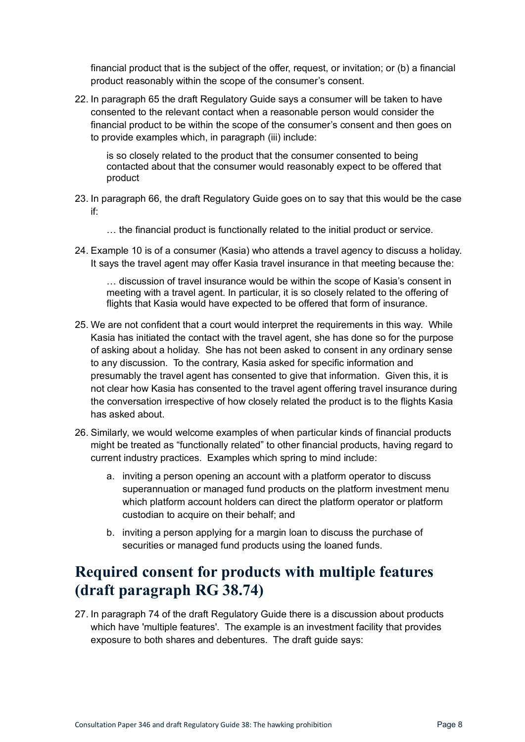financial product that is the subject of the offer, request, or invitation; or (b) a financial product reasonably within the scope of the consumer's consent.

22. In paragraph 65 the draft Regulatory Guide says a consumer will be taken to have consented to the relevant contact when a reasonable person would consider the financial product to be within the scope of the consumer's consent and then goes on to provide examples which, in paragraph (iii) include:

    > is so closely related to the product that the consumer consented to being contacted about that the consumer would reasonably expect to be offered that product

23. In paragraph 66, the draft Regulatory Guide goes on to say that this would be the case if:

    > … the financial product is functionally related to the initial product or service.

24. Example 10 is of a consumer (Kasia) who attends a travel agency to discuss a holiday. It says the travel agent may offer Kasia travel insurance in that meeting because the:

    > … discussion of travel insurance would be within the scope of Kasia's consent in meeting with a travel agent. In particular, it is so closely related to the offering of flights that Kasia would have expected to be offered that form of insurance.

25. We are not confident that a court would interpret the requirements in this way. While Kasia has initiated the contact with the travel agent, she has done so for the purpose of asking about a holiday. She has not been asked to consent in any ordinary sense to any discussion. To the contrary, Kasia asked for specific information and presumably the travel agent has consented to give that information. Given this, it is not clear how Kasia has consented to the travel agent offering travel insurance during the conversation irrespective of how closely related the product is to the flights Kasia has asked about.

26. Similarly, we would welcome examples of when particular kinds of financial products might be treated as "functionally related" to other financial products, having regard to current industry practices. Examples which spring to mind include:

    a. inviting a person opening an account with a platform operator to discuss superannuation or managed fund products on the platform investment menu which platform account holders can direct the platform operator or platform custodian to acquire on their behalf; and

    b. inviting a person applying for a margin loan to discuss the purchase of securities or managed fund products using the loaned funds.

## Required consent for products with multiple features (draft paragraph RG 38.74)

27. In paragraph 74 of the draft Regulatory Guide there is a discussion about products which have 'multiple features'. The example is an investment facility that provides exposure to both shares and debentures. The draft guide says: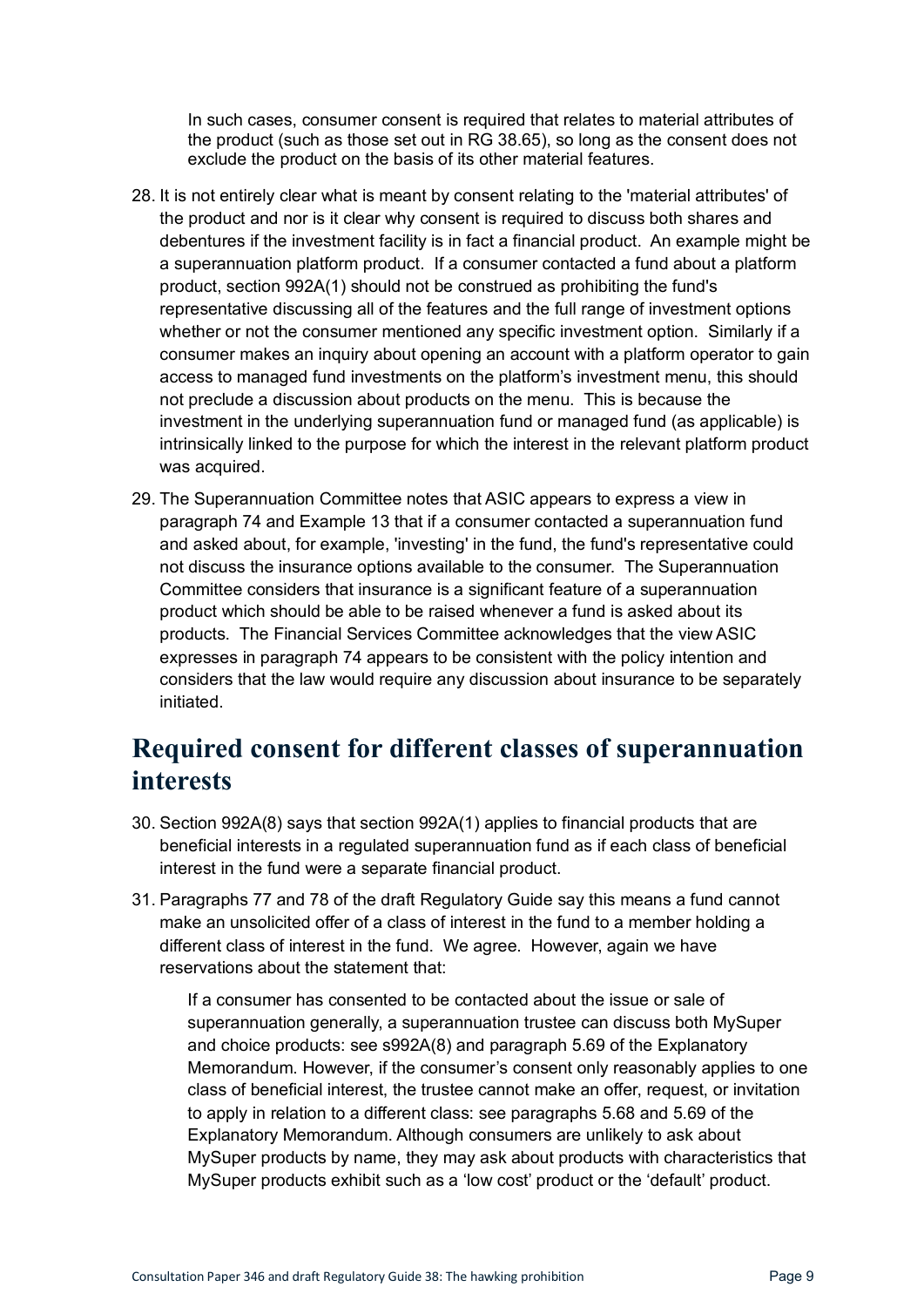> In such cases, consumer consent is required that relates to material attributes of the product (such as those set out in RG 38.65), so long as the consent does not exclude the product on the basis of its other material features.

28. It is not entirely clear what is meant by consent relating to the 'material attributes' of the product and nor is it clear why consent is required to discuss both shares and debentures if the investment facility is in fact a financial product. An example might be a superannuation platform product. If a consumer contacted a fund about a platform product, section 992A(1) should not be construed as prohibiting the fund's representative discussing all of the features and the full range of investment options whether or not the consumer mentioned any specific investment option. Similarly if a consumer makes an inquiry about opening an account with a platform operator to gain access to managed fund investments on the platform's investment menu, this should not preclude a discussion about products on the menu. This is because the investment in the underlying superannuation fund or managed fund (as applicable) is intrinsically linked to the purpose for which the interest in the relevant platform product was acquired.

29. The Superannuation Committee notes that ASIC appears to express a view in paragraph 74 and Example 13 that if a consumer contacted a superannuation fund and asked about, for example, 'investing' in the fund, the fund's representative could not discuss the insurance options available to the consumer. The Superannuation Committee considers that insurance is a significant feature of a superannuation product which should be able to be raised whenever a fund is asked about its products. The Financial Services Committee acknowledges that the view ASIC expresses in paragraph 74 appears to be consistent with the policy intention and considers that the law would require any discussion about insurance to be separately initiated.

## Required consent for different classes of superannuation interests

30. Section 992A(8) says that section 992A(1) applies to financial products that are beneficial interests in a regulated superannuation fund as if each class of beneficial interest in the fund were a separate financial product.

31. Paragraphs 77 and 78 of the draft Regulatory Guide say this means a fund cannot make an unsolicited offer of a class of interest in the fund to a member holding a different class of interest in the fund. We agree. However, again we have reservations about the statement that:

> If a consumer has consented to be contacted about the issue or sale of superannuation generally, a superannuation trustee can discuss both MySuper and choice products: see s992A(8) and paragraph 5.69 of the Explanatory Memorandum. However, if the consumer's consent only reasonably applies to one class of beneficial interest, the trustee cannot make an offer, request, or invitation to apply in relation to a different class: see paragraphs 5.68 and 5.69 of the Explanatory Memorandum. Although consumers are unlikely to ask about MySuper products by name, they may ask about products with characteristics that MySuper products exhibit such as a 'low cost' product or the 'default' product.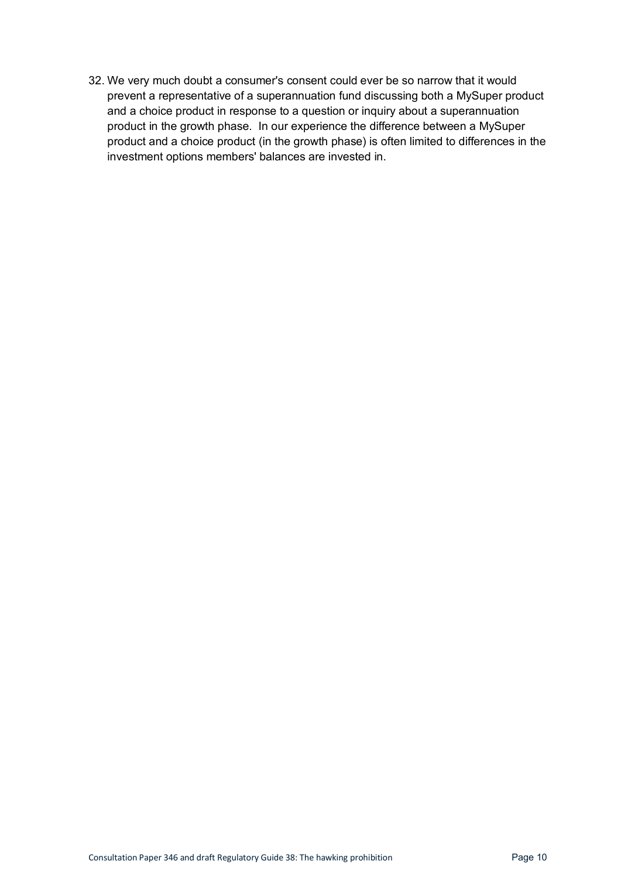32. We very much doubt a consumer's consent could ever be so narrow that it would prevent a representative of a superannuation fund discussing both a MySuper product and a choice product in response to a question or inquiry about a superannuation product in the growth phase. In our experience the difference between a MySuper product and a choice product (in the growth phase) is often limited to differences in the investment options members' balances are invested in.